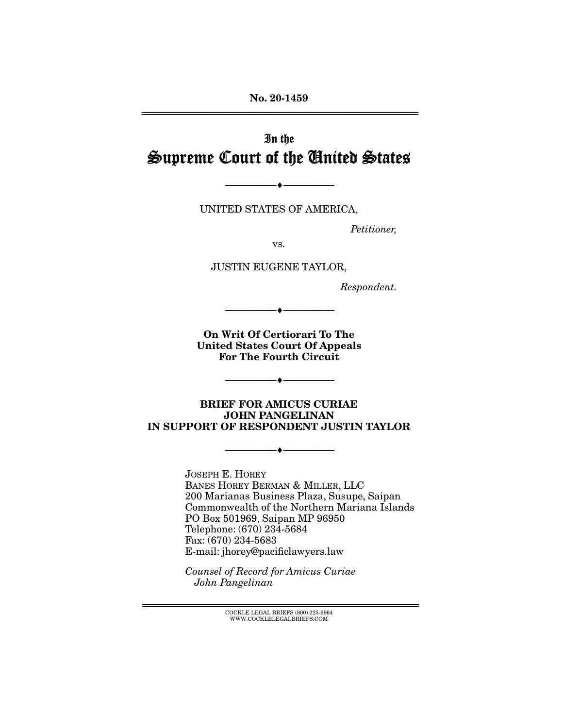No. 20-1459

# In the Supreme Court of the United States

---

UNITED STATES OF AMERICA,

*Petitioner,*

vs.

JUSTIN EUGENE TAYLOR,

*Respondent.*

---

**On Writ Of Certiorari To The United States Court Of Appeals For The Fourth Circuit**

---

**BRIEF FOR AMICUS CURIAE JOHN PANGELINAN IN SUPPORT OF RESPONDENT JUSTIN TAYLOR**

---

JOSEPH E. HOREY
BANES HOREY BERMAN & MILLER, LLC
200 Marianas Business Plaza, Susupe, Saipan
Commonwealth of the Northern Mariana Islands
PO Box 501969, Saipan MP 96950
Telephone: (670) 234-5684
Fax: (670) 234-5683
E-mail: jhorey@pacificlawyers.law

*Counsel of Record for Amicus Curiae John Pangelinan*

COCKLE LEGAL BRIEFS (800) 225-6964
WWW.COCKLELEGALBRIEFS.COM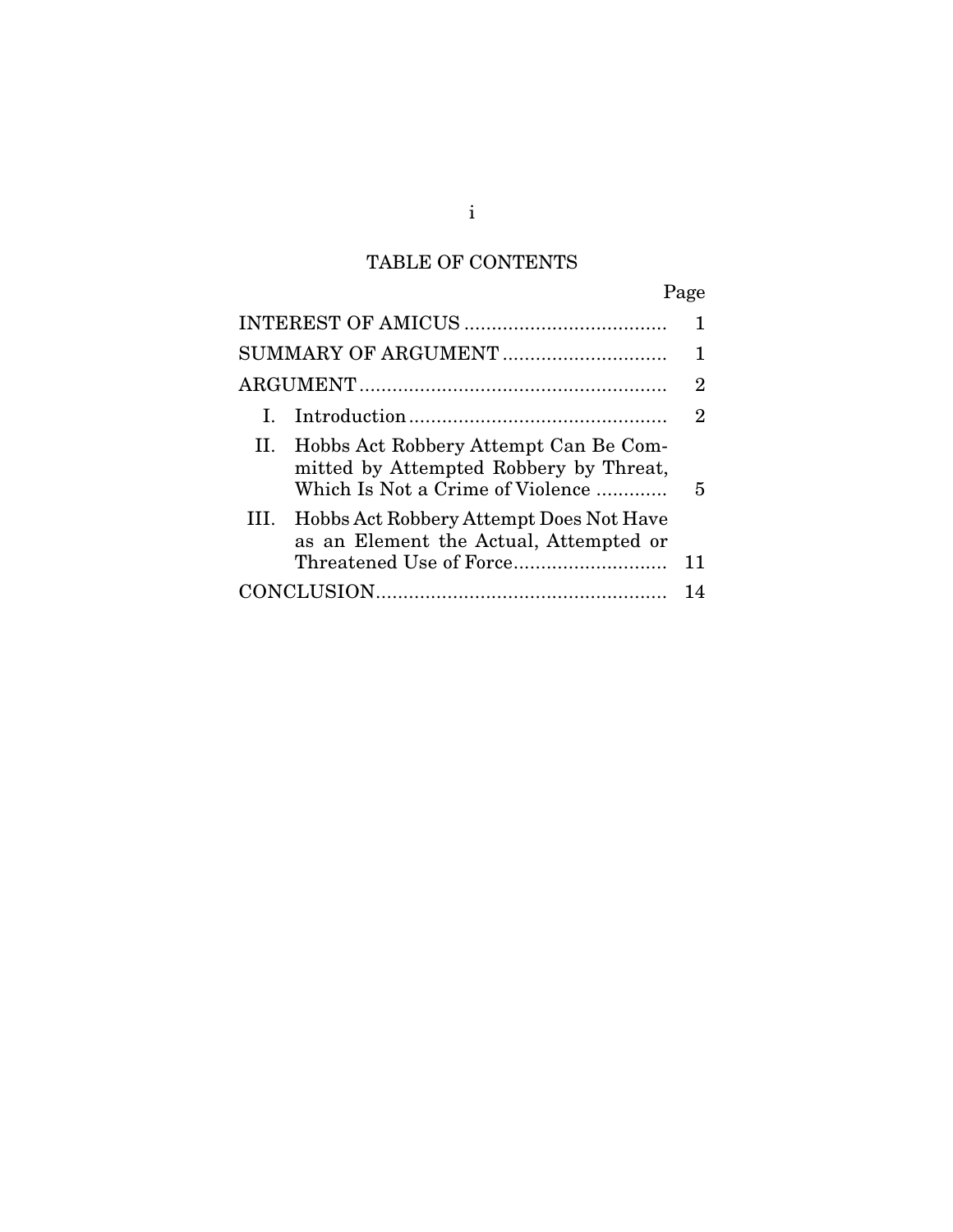# TABLE OF CONTENTS

| | Page |
|---|---|
| INTEREST OF AMICUS | 1 |
| SUMMARY OF ARGUMENT | 1 |
| ARGUMENT | 2 |
| I. Introduction | 2 |
| II. Hobbs Act Robbery Attempt Can Be Committed by Attempted Robbery by Threat, Which Is Not a Crime of Violence | 5 |
| III. Hobbs Act Robbery Attempt Does Not Have as an Element the Actual, Attempted or Threatened Use of Force | 11 |
| CONCLUSION | 14 |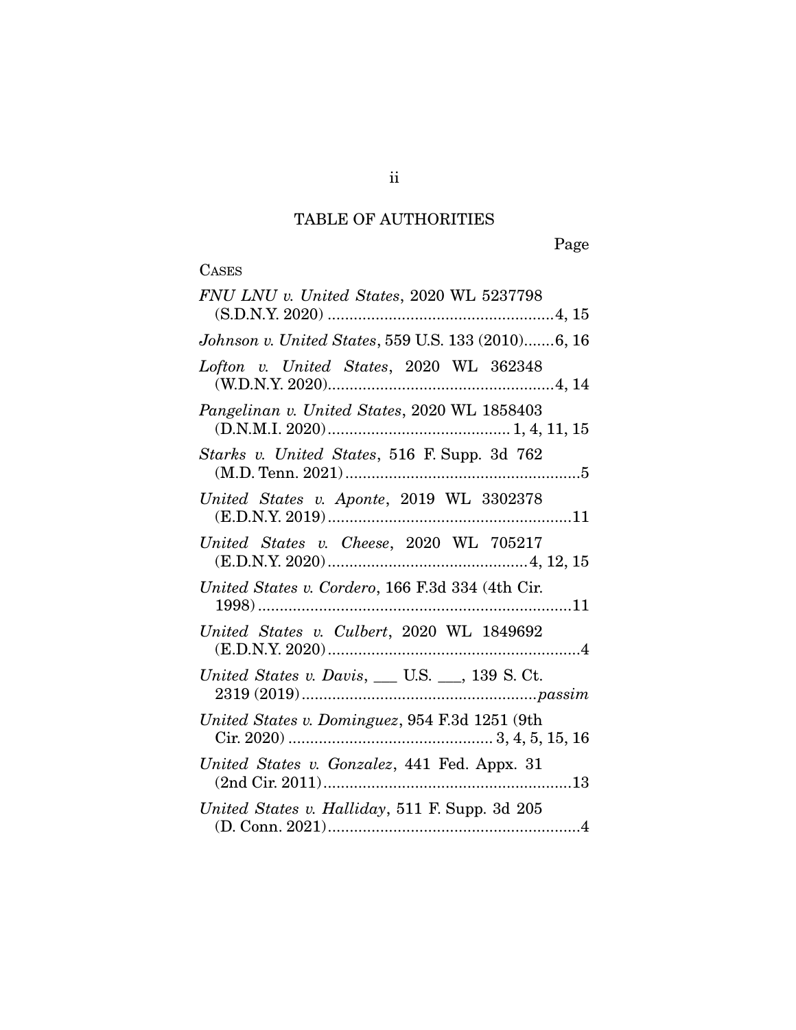# TABLE OF AUTHORITIES

Page

CASES

*FNU LNU v. United States*, 2020 WL 5237798 (S.D.N.Y. 2020) ....................................................4, 15

*Johnson v. United States*, 559 U.S. 133 (2010).......6, 16

*Lofton v. United States*, 2020 WL 362348 (W.D.N.Y. 2020)....................................................4, 14

*Pangelinan v. United States*, 2020 WL 1858403 (D.N.M.I. 2020).......................................... 1, 4, 11, 15

*Starks v. United States*, 516 F. Supp. 3d 762 (M.D. Tenn. 2021)......................................................5

*United States v. Aponte*, 2019 WL 3302378 (E.D.N.Y. 2019)........................................................11

*United States v. Cheese*, 2020 WL 705217 (E.D.N.Y. 2020).............................................4, 12, 15

*United States v. Cordero*, 166 F.3d 334 (4th Cir. 1998).......................................................................11

*United States v. Culbert*, 2020 WL 1849692 (E.D.N.Y. 2020)..........................................................4

*United States v. Davis*, ___ U.S. ___, 139 S. Ct. 2319 (2019)......................................................*passim*

*United States v. Dominguez*, 954 F.3d 1251 (9th Cir. 2020) ............................................... 3, 4, 5, 15, 16

*United States v. Gonzalez*, 441 Fed. Appx. 31 (2nd Cir. 2011).........................................................13

*United States v. Halliday*, 511 F. Supp. 3d 205 (D. Conn. 2021).........................................................4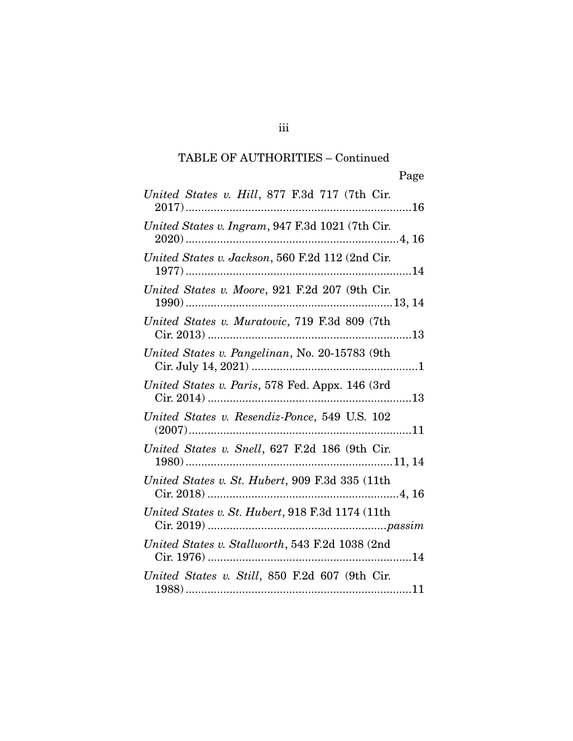TABLE OF AUTHORITIES – Continued

Page

*United States v. Hill*, 877 F.3d 717 (7th Cir. 2017) ........................................................................16

*United States v. Ingram*, 947 F.3d 1021 (7th Cir. 2020) ....................................................................4, 16

*United States v. Jackson*, 560 F.2d 112 (2nd Cir. 1977) ........................................................................14

*United States v. Moore*, 921 F.2d 207 (9th Cir. 1990) .................................................................13, 14

*United States v. Muratovic*, 719 F.3d 809 (7th Cir. 2013) .................................................................13

*United States v. Pangelinan*, No. 20-15783 (9th Cir. July 14, 2021) .....................................................1

*United States v. Paris*, 578 Fed. Appx. 146 (3rd Cir. 2014) .................................................................13

*United States v. Resendiz-Ponce*, 549 U.S. 102 (2007).......................................................................11

*United States v. Snell*, 627 F.2d 186 (9th Cir. 1980) .................................................................11, 14

*United States v. St. Hubert*, 909 F.3d 335 (11th Cir. 2018) .............................................................4, 16

*United States v. St. Hubert*, 918 F.3d 1174 (11th Cir. 2019) .......................................................*passim*

*United States v. Stallworth*, 543 F.2d 1038 (2nd Cir. 1976) .................................................................14

*United States v. Still*, 850 F.2d 607 (9th Cir. 1988) ........................................................................11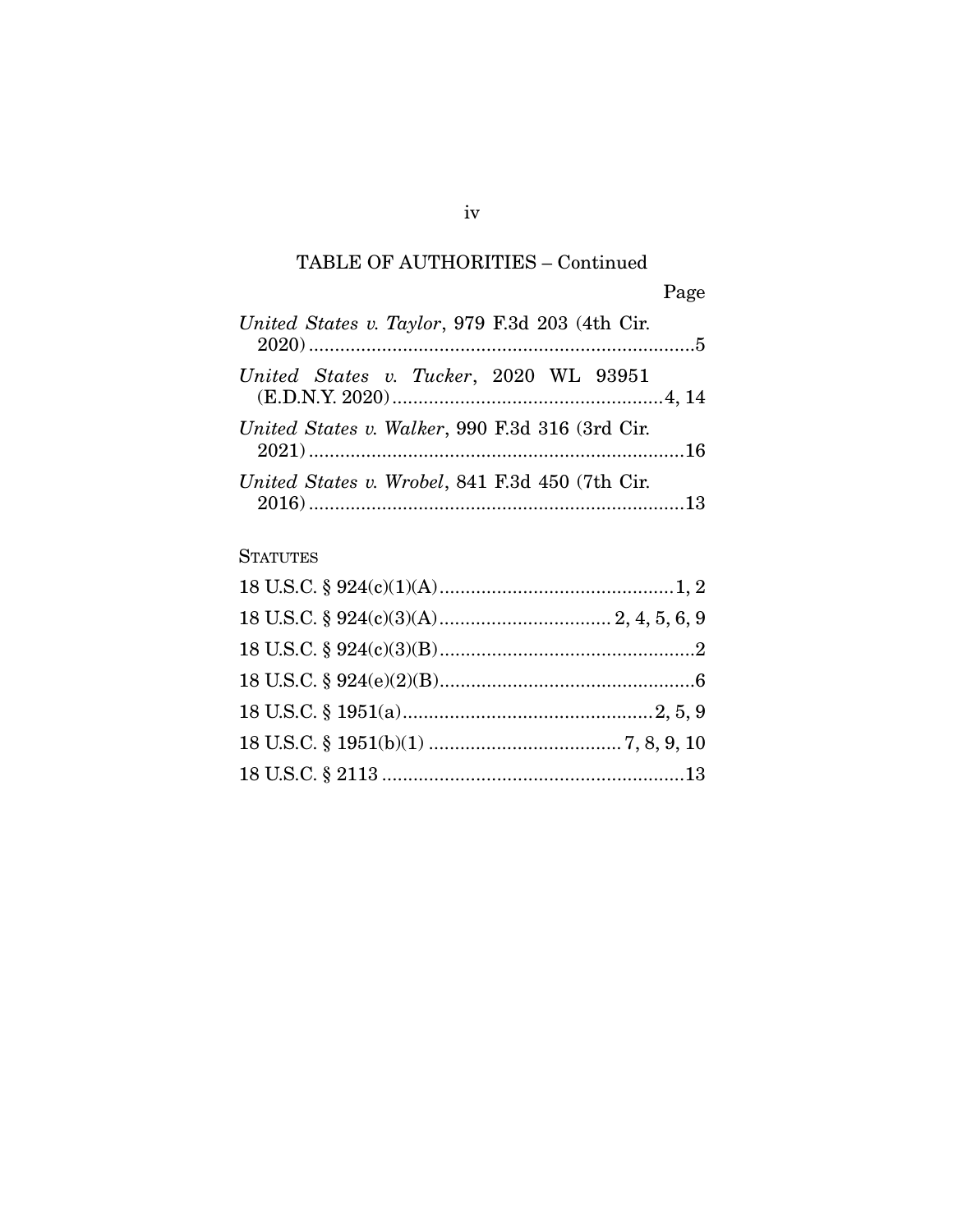## TABLE OF AUTHORITIES – Continued

Page

*United States v. Taylor*, 979 F.3d 203 (4th Cir. 2020) .......................................................................5

*United States v. Tucker*, 2020 WL 93951 (E.D.N.Y. 2020) ....................................................4, 14

*United States v. Walker*, 990 F.3d 316 (3rd Cir. 2021) .......................................................................16

*United States v. Wrobel*, 841 F.3d 450 (7th Cir. 2016) .......................................................................13

STATUTES

18 U.S.C. § 924(c)(1)(A) ............................................1, 2

18 U.S.C. § 924(c)(3)(A) ................................ 2, 4, 5, 6, 9

18 U.S.C. § 924(c)(3)(B) ................................................2

18 U.S.C. § 924(e)(2)(B) ................................................6

18 U.S.C. § 1951(a) ................................................2, 5, 9

18 U.S.C. § 1951(b)(1) .................................... 7, 8, 9, 10

18 U.S.C. § 2113 ..........................................................13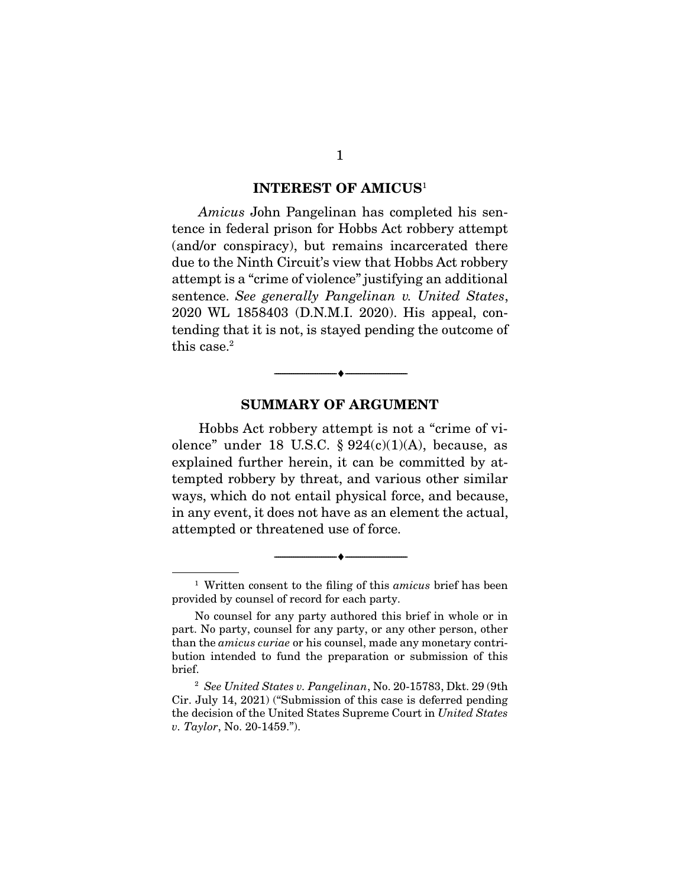## INTEREST OF AMICUS[1]

*Amicus* John Pangelinan has completed his sentence in federal prison for Hobbs Act robbery attempt (and/or conspiracy), but remains incarcerated there due to the Ninth Circuit's view that Hobbs Act robbery attempt is a "crime of violence" justifying an additional sentence. *See generally Pangelinan v. United States*, 2020 WL 1858403 (D.N.M.I. 2020). His appeal, contending that it is not, is stayed pending the outcome of this case.[2]

---

## SUMMARY OF ARGUMENT

Hobbs Act robbery attempt is not a "crime of violence" under 18 U.S.C. § 924(c)(1)(A), because, as explained further herein, it can be committed by attempted robbery by threat, and various other similar ways, which do not entail physical force, and because, in any event, it does not have as an element the actual, attempted or threatened use of force.

---

[1] Written consent to the filing of this *amicus* brief has been provided by counsel of record for each party.

No counsel for any party authored this brief in whole or in part. No party, counsel for any party, or any other person, other than the *amicus curiae* or his counsel, made any monetary contribution intended to fund the preparation or submission of this brief.

[2] *See United States v. Pangelinan*, No. 20-15783, Dkt. 29 (9th Cir. July 14, 2021) ("Submission of this case is deferred pending the decision of the United States Supreme Court in *United States v. Taylor*, No. 20-1459.").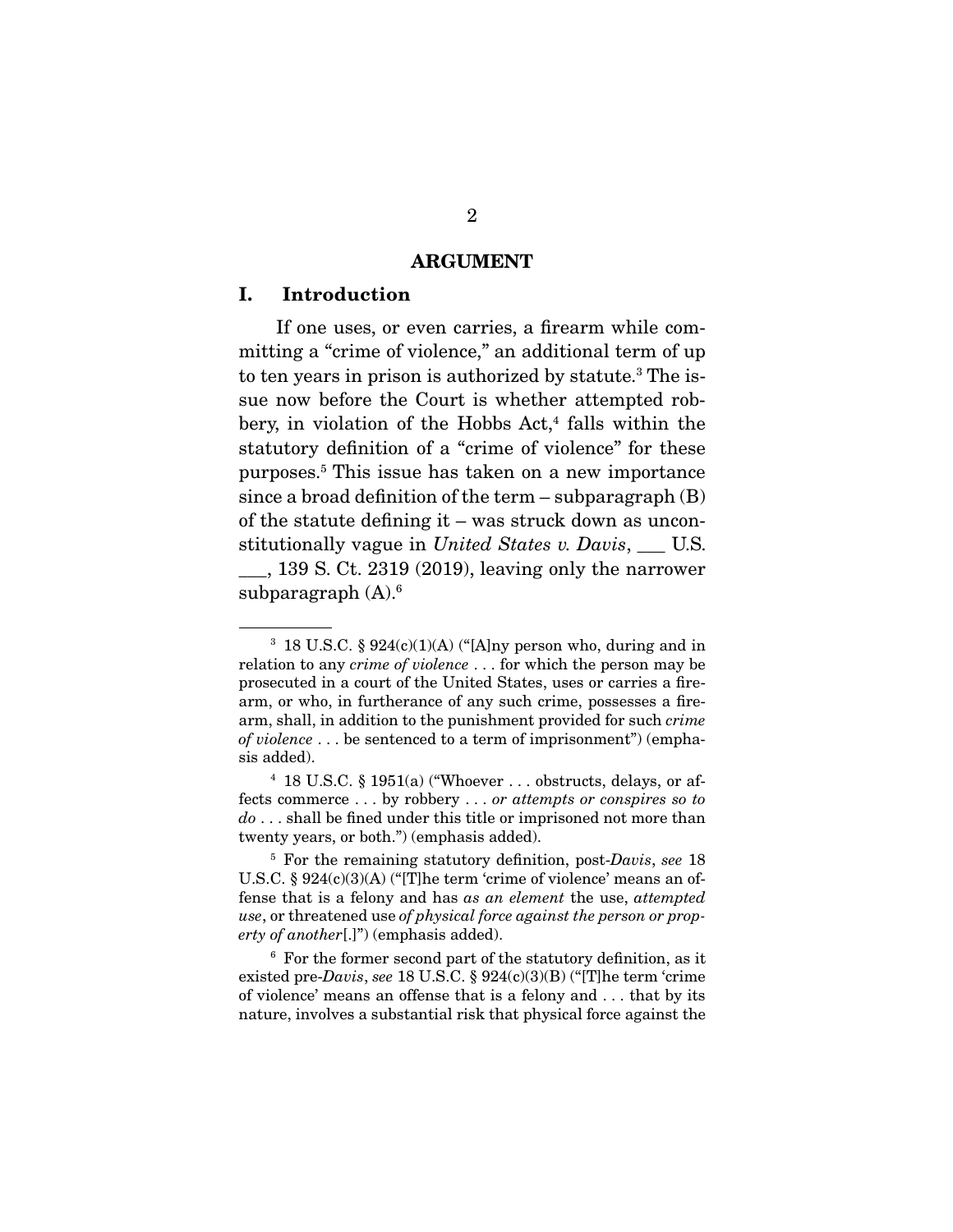## ARGUMENT

### I. Introduction

If one uses, or even carries, a firearm while committing a "crime of violence," an additional term of up to ten years in prison is authorized by statute.[3] The issue now before the Court is whether attempted robbery, in violation of the Hobbs Act,[4] falls within the statutory definition of a "crime of violence" for these purposes.[5] This issue has taken on a new importance since a broad definition of the term – subparagraph (B) of the statute defining it – was struck down as unconstitutionally vague in *United States v. Davis*, ___ U.S. ___, 139 S. Ct. 2319 (2019), leaving only the narrower subparagraph (A).[6]

---

[3] 18 U.S.C. § 924(c)(1)(A) ("[A]ny person who, during and in relation to any *crime of violence* . . . for which the person may be prosecuted in a court of the United States, uses or carries a firearm, or who, in furtherance of any such crime, possesses a firearm, shall, in addition to the punishment provided for such *crime of violence* . . . be sentenced to a term of imprisonment") (emphasis added).

[4] 18 U.S.C. § 1951(a) ("Whoever . . . obstructs, delays, or affects commerce . . . by robbery . . . *or attempts or conspires so to do* . . . shall be fined under this title or imprisoned not more than twenty years, or both.") (emphasis added).

[5] For the remaining statutory definition, post-*Davis*, *see* 18 U.S.C. § 924(c)(3)(A) ("[T]he term 'crime of violence' means an offense that is a felony and has *as an element* the use, *attempted use*, or threatened use *of physical force against the person or property of another*[.]") (emphasis added).

[6] For the former second part of the statutory definition, as it existed pre-*Davis*, *see* 18 U.S.C. § 924(c)(3)(B) ("[T]he term 'crime of violence' means an offense that is a felony and . . . that by its nature, involves a substantial risk that physical force against the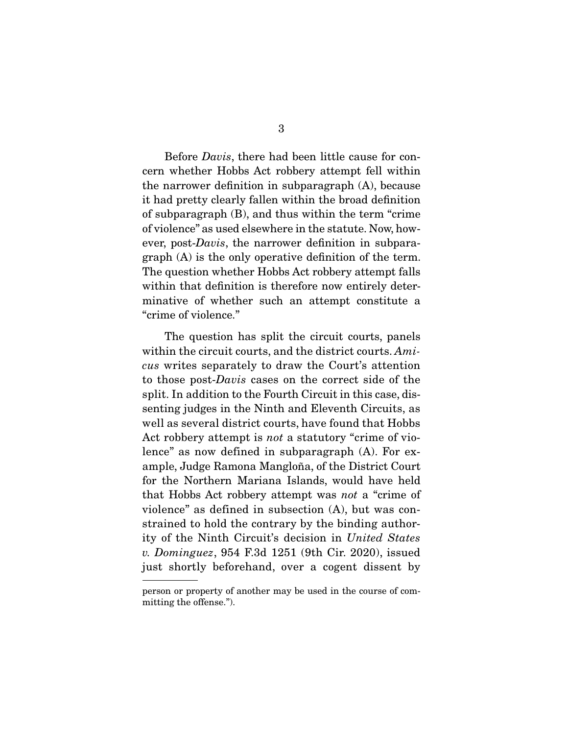Before *Davis*, there had been little cause for concern whether Hobbs Act robbery attempt fell within the narrower definition in subparagraph (A), because it had pretty clearly fallen within the broad definition of subparagraph (B), and thus within the term "crime of violence" as used elsewhere in the statute. Now, however, post-*Davis*, the narrower definition in subparagraph (A) is the only operative definition of the term. The question whether Hobbs Act robbery attempt falls within that definition is therefore now entirely determinative of whether such an attempt constitute a "crime of violence."

The question has split the circuit courts, panels within the circuit courts, and the district courts. *Amicus* writes separately to draw the Court's attention to those post-*Davis* cases on the correct side of the split. In addition to the Fourth Circuit in this case, dissenting judges in the Ninth and Eleventh Circuits, as well as several district courts, have found that Hobbs Act robbery attempt is *not* a statutory "crime of violence" as now defined in subparagraph (A). For example, Judge Ramona Mangloña, of the District Court for the Northern Mariana Islands, would have held that Hobbs Act robbery attempt was *not* a "crime of violence" as defined in subsection (A), but was constrained to hold the contrary by the binding authority of the Ninth Circuit's decision in *United States v. Dominguez*, 954 F.3d 1251 (9th Cir. 2020), issued just shortly beforehand, over a cogent dissent by

person or property of another may be used in the course of committing the offense.").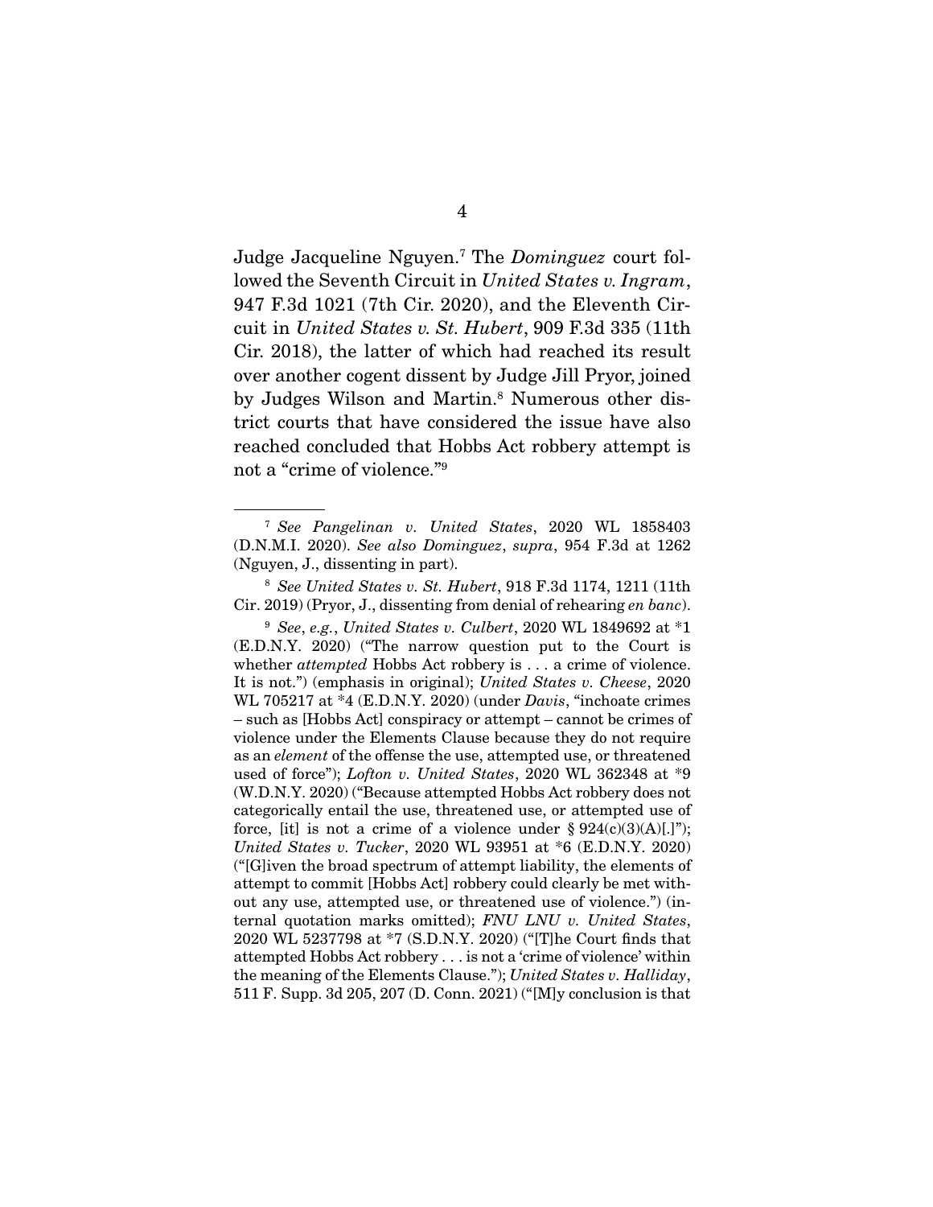Judge Jacqueline Nguyen.[7] The *Dominguez* court followed the Seventh Circuit in *United States v. Ingram*, 947 F.3d 1021 (7th Cir. 2020), and the Eleventh Circuit in *United States v. St. Hubert*, 909 F.3d 335 (11th Cir. 2018), the latter of which had reached its result over another cogent dissent by Judge Jill Pryor, joined by Judges Wilson and Martin.[8] Numerous other district courts that have considered the issue have also reached concluded that Hobbs Act robbery attempt is not a "crime of violence."[9]

---

[7] *See Pangelinan v. United States*, 2020 WL 1858403 (D.N.M.I. 2020). *See also Dominguez*, *supra*, 954 F.3d at 1262 (Nguyen, J., dissenting in part).

[8] *See United States v. St. Hubert*, 918 F.3d 1174, 1211 (11th Cir. 2019) (Pryor, J., dissenting from denial of rehearing *en banc*).

[9] *See*, *e.g.*, *United States v. Culbert*, 2020 WL 1849692 at *1 (E.D.N.Y. 2020) ("The narrow question put to the Court is whether *attempted* Hobbs Act robbery is . . . a crime of violence. It is not.") (emphasis in original); *United States v. Cheese*, 2020 WL 705217 at *4 (E.D.N.Y. 2020) (under *Davis*, "inchoate crimes – such as [Hobbs Act] conspiracy or attempt – cannot be crimes of violence under the Elements Clause because they do not require as an *element* of the offense the use, attempted use, or threatened used of force"); *Lofton v. United States*, 2020 WL 362348 at *9 (W.D.N.Y. 2020) ("Because attempted Hobbs Act robbery does not categorically entail the use, threatened use, or attempted use of force, [it] is not a crime of a violence under § 924(c)(3)(A)[.]"); *United States v. Tucker*, 2020 WL 93951 at *6 (E.D.N.Y. 2020) ("[G]iven the broad spectrum of attempt liability, the elements of attempt to commit [Hobbs Act] robbery could clearly be met without any use, attempted use, or threatened use of violence.") (internal quotation marks omitted); *FNU LNU v. United States*, 2020 WL 5237798 at *7 (S.D.N.Y. 2020) ("[T]he Court finds that attempted Hobbs Act robbery . . . is not a 'crime of violence' within the meaning of the Elements Clause."); *United States v. Halliday*, 511 F. Supp. 3d 205, 207 (D. Conn. 2021) ("[M]y conclusion is that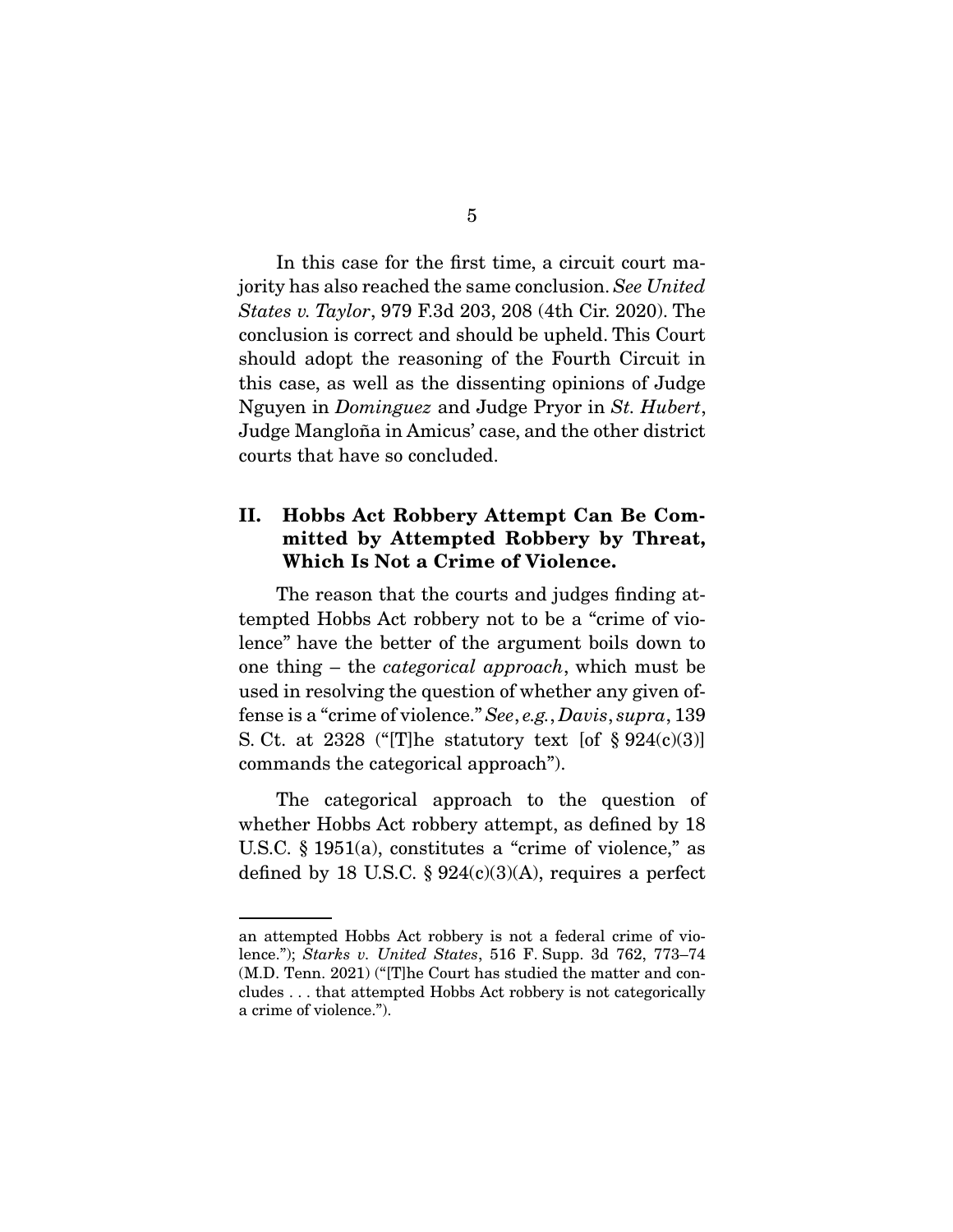In this case for the first time, a circuit court majority has also reached the same conclusion. *See United States v. Taylor*, 979 F.3d 203, 208 (4th Cir. 2020). The conclusion is correct and should be upheld. This Court should adopt the reasoning of the Fourth Circuit in this case, as well as the dissenting opinions of Judge Nguyen in *Dominguez* and Judge Pryor in *St. Hubert*, Judge Mangloña in Amicus' case, and the other district courts that have so concluded.

## II. Hobbs Act Robbery Attempt Can Be Committed by Attempted Robbery by Threat, Which Is Not a Crime of Violence.

The reason that the courts and judges finding attempted Hobbs Act robbery not to be a "crime of violence" have the better of the argument boils down to one thing – the *categorical approach*, which must be used in resolving the question of whether any given offense is a "crime of violence." *See*, *e.g.*, *Davis*, *supra*, 139 S. Ct. at 2328 ("[T]he statutory text [of § 924(c)(3)] commands the categorical approach").

The categorical approach to the question of whether Hobbs Act robbery attempt, as defined by 18 U.S.C. § 1951(a), constitutes a "crime of violence," as defined by 18 U.S.C. § 924(c)(3)(A), requires a perfect

---

an attempted Hobbs Act robbery is not a federal crime of violence."); *Starks v. United States*, 516 F. Supp. 3d 762, 773–74 (M.D. Tenn. 2021) ("[T]he Court has studied the matter and concludes . . . that attempted Hobbs Act robbery is not categorically a crime of violence.").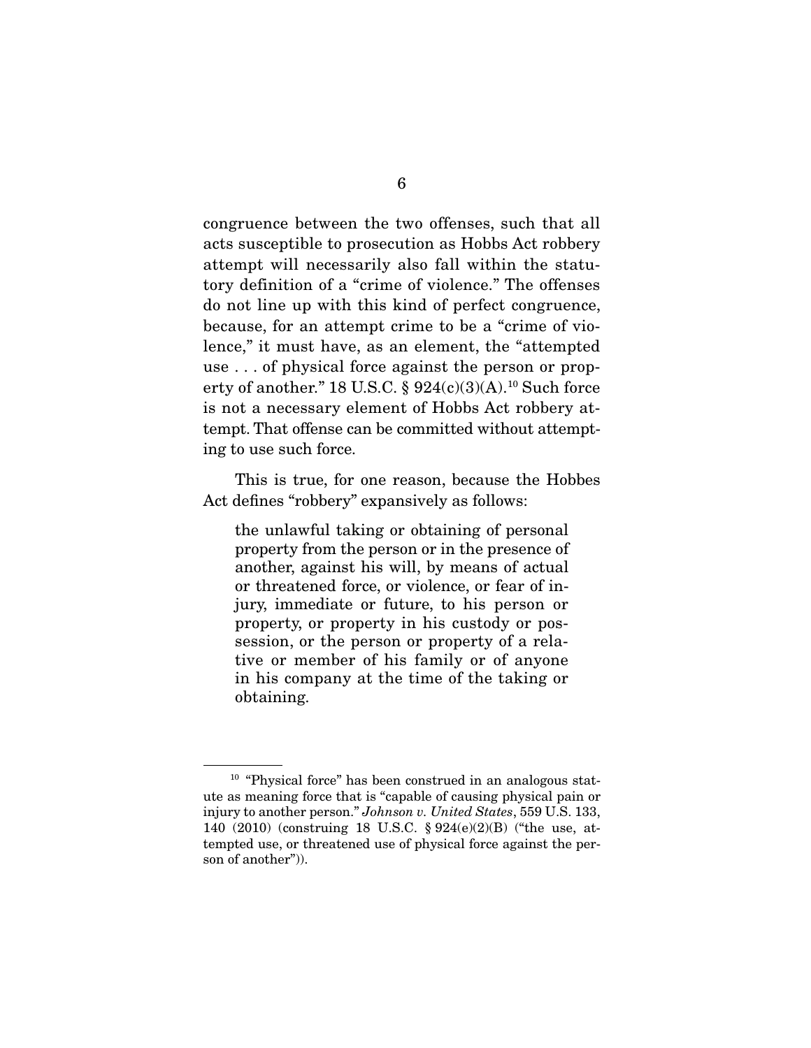congruence between the two offenses, such that all acts susceptible to prosecution as Hobbs Act robbery attempt will necessarily also fall within the statutory definition of a "crime of violence." The offenses do not line up with this kind of perfect congruence, because, for an attempt crime to be a "crime of violence," it must have, as an element, the "attempted use . . . of physical force against the person or property of another." 18 U.S.C. § 924(c)(3)(A).[10] Such force is not a necessary element of Hobbs Act robbery attempt. That offense can be committed without attempting to use such force.

This is true, for one reason, because the Hobbes Act defines "robbery" expansively as follows:

> the unlawful taking or obtaining of personal property from the person or in the presence of another, against his will, by means of actual or threatened force, or violence, or fear of injury, immediate or future, to his person or property, or property in his custody or possession, or the person or property of a relative or member of his family or of anyone in his company at the time of the taking or obtaining.

---

[10] "Physical force" has been construed in an analogous statute as meaning force that is "capable of causing physical pain or injury to another person." *Johnson v. United States*, 559 U.S. 133, 140 (2010) (construing 18 U.S.C. § 924(e)(2)(B) ("the use, attempted use, or threatened use of physical force against the person of another")).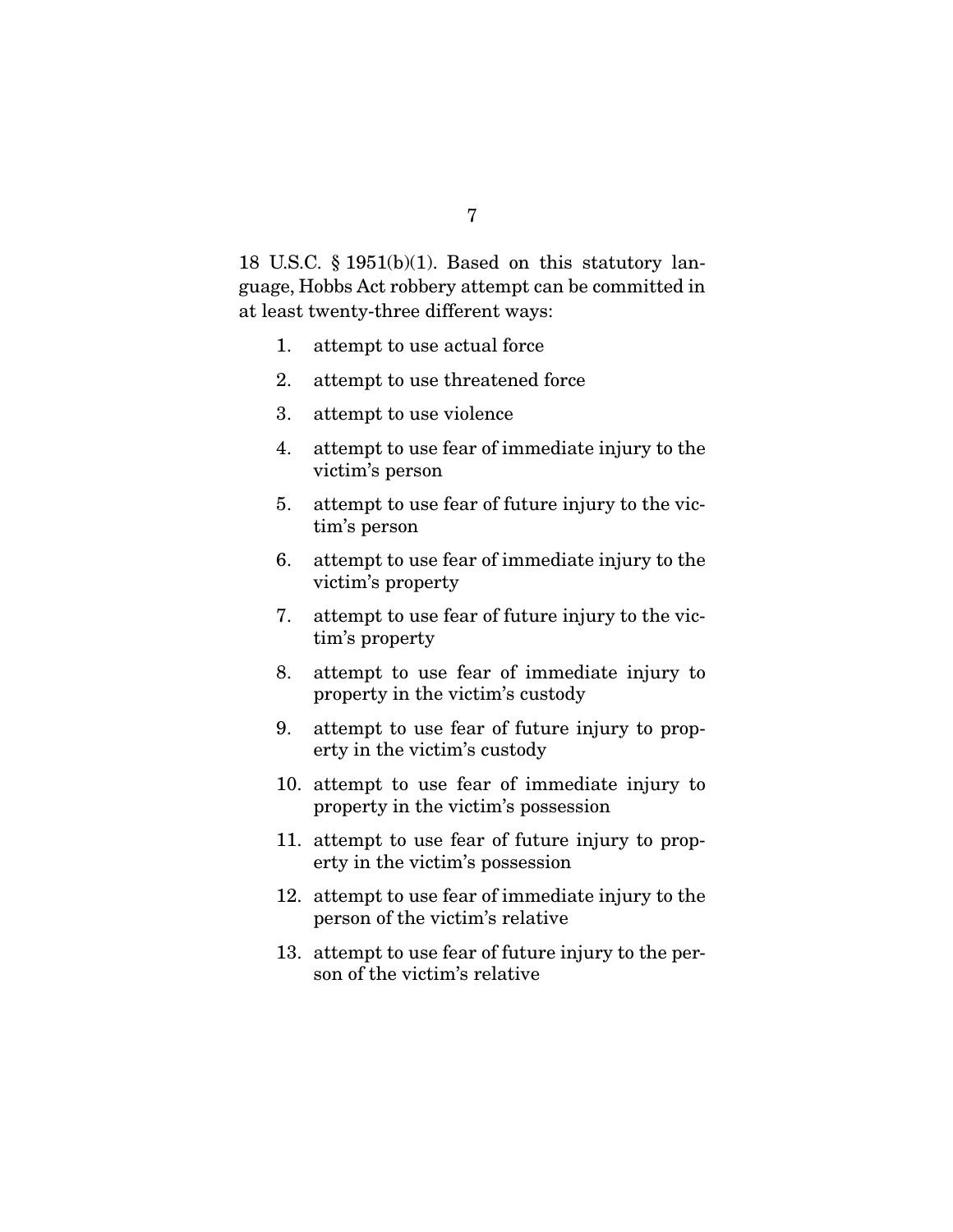18 U.S.C. § 1951(b)(1). Based on this statutory language, Hobbs Act robbery attempt can be committed in at least twenty-three different ways:

1. attempt to use actual force
2. attempt to use threatened force
3. attempt to use violence
4. attempt to use fear of immediate injury to the victim's person
5. attempt to use fear of future injury to the victim's person
6. attempt to use fear of immediate injury to the victim's property
7. attempt to use fear of future injury to the victim's property
8. attempt to use fear of immediate injury to property in the victim's custody
9. attempt to use fear of future injury to property in the victim's custody
10. attempt to use fear of immediate injury to property in the victim's possession
11. attempt to use fear of future injury to property in the victim's possession
12. attempt to use fear of immediate injury to the person of the victim's relative
13. attempt to use fear of future injury to the person of the victim's relative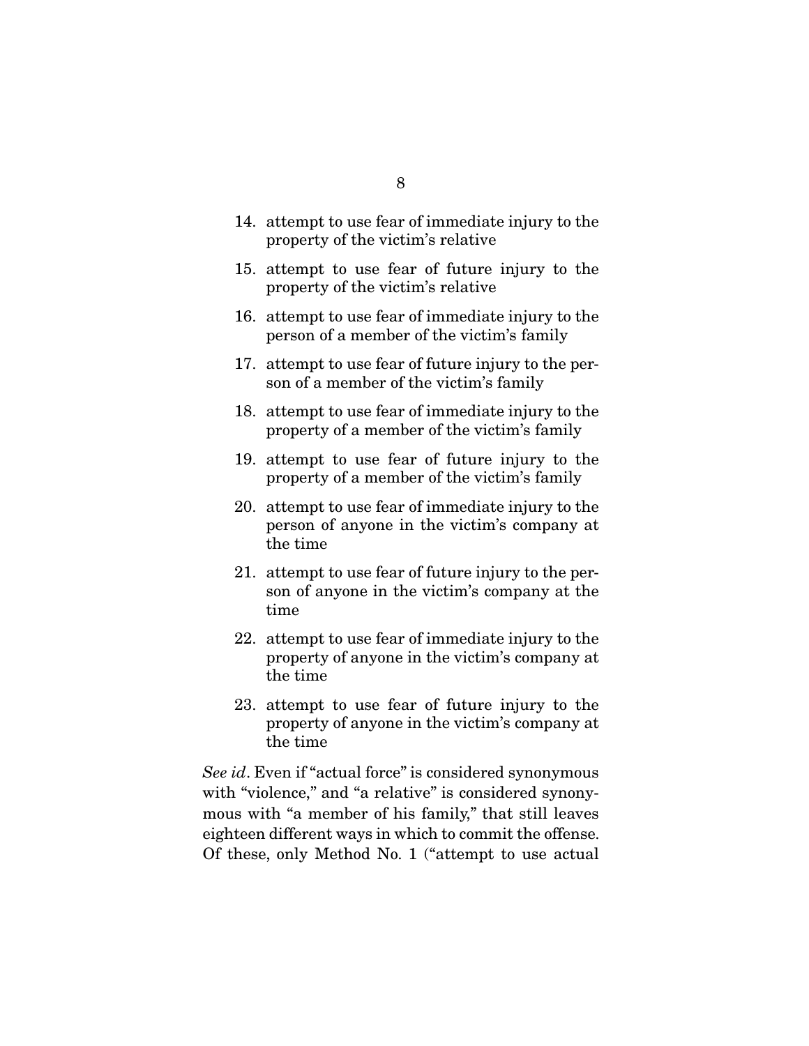14. attempt to use fear of immediate injury to the property of the victim's relative

15. attempt to use fear of future injury to the property of the victim's relative

16. attempt to use fear of immediate injury to the person of a member of the victim's family

17. attempt to use fear of future injury to the person of a member of the victim's family

18. attempt to use fear of immediate injury to the property of a member of the victim's family

19. attempt to use fear of future injury to the property of a member of the victim's family

20. attempt to use fear of immediate injury to the person of anyone in the victim's company at the time

21. attempt to use fear of future injury to the person of anyone in the victim's company at the time

22. attempt to use fear of immediate injury to the property of anyone in the victim's company at the time

23. attempt to use fear of future injury to the property of anyone in the victim's company at the time

*See id*. Even if "actual force" is considered synonymous with "violence," and "a relative" is considered synonymous with "a member of his family," that still leaves eighteen different ways in which to commit the offense. Of these, only Method No. 1 ("attempt to use actual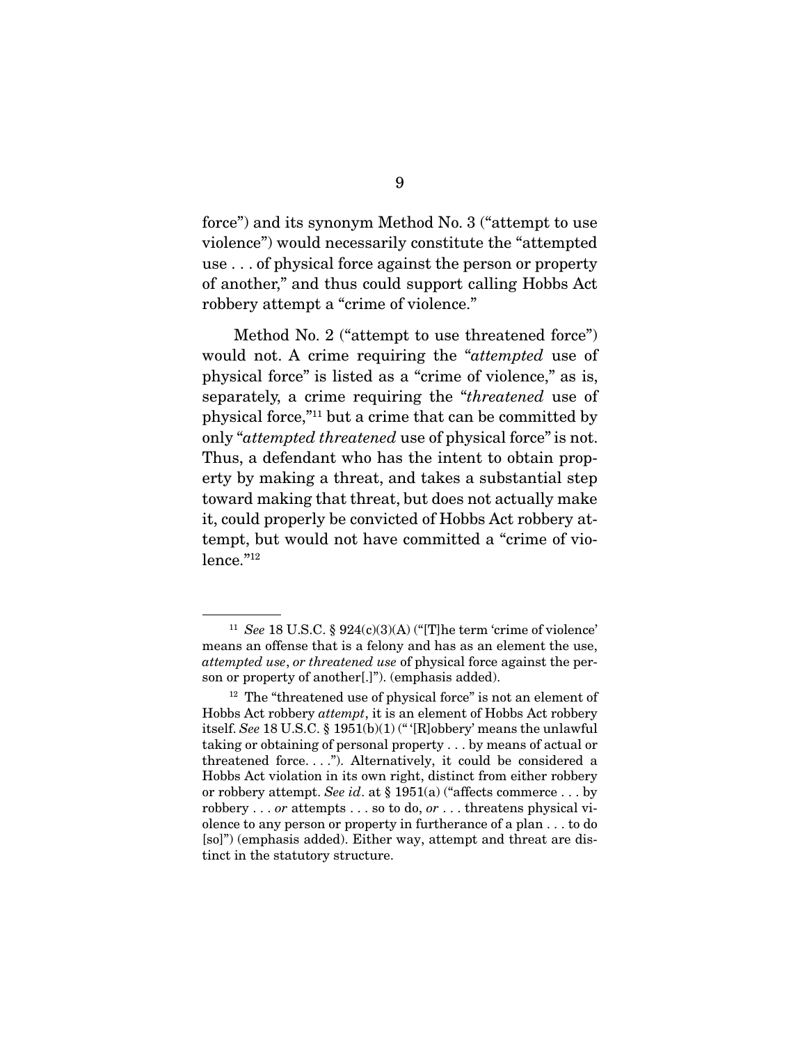force") and its synonym Method No. 3 ("attempt to use violence") would necessarily constitute the "attempted use . . . of physical force against the person or property of another," and thus could support calling Hobbs Act robbery attempt a "crime of violence."

Method No. 2 ("attempt to use threatened force") would not. A crime requiring the "*attempted* use of physical force" is listed as a "crime of violence," as is, separately, a crime requiring the "*threatened* use of physical force,"[11] but a crime that can be committed by only "*attempted threatened* use of physical force" is not. Thus, a defendant who has the intent to obtain property by making a threat, and takes a substantial step toward making that threat, but does not actually make it, could properly be convicted of Hobbs Act robbery attempt, but would not have committed a "crime of violence."[12]

---

[11] *See* 18 U.S.C. § 924(c)(3)(A) ("[T]he term 'crime of violence' means an offense that is a felony and has as an element the use, *attempted use*, *or threatened use* of physical force against the person or property of another[.]"). (emphasis added).

[12] The "threatened use of physical force" is not an element of Hobbs Act robbery *attempt*, it is an element of Hobbs Act robbery itself. *See* 18 U.S.C. § 1951(b)(1) ("'[R]obbery' means the unlawful taking or obtaining of personal property . . . by means of actual or threatened force. . . ."). Alternatively, it could be considered a Hobbs Act violation in its own right, distinct from either robbery or robbery attempt. *See id*. at § 1951(a) ("affects commerce . . . by robbery . . . *or* attempts . . . so to do, *or* . . . threatens physical violence to any person or property in furtherance of a plan . . . to do [so]") (emphasis added). Either way, attempt and threat are distinct in the statutory structure.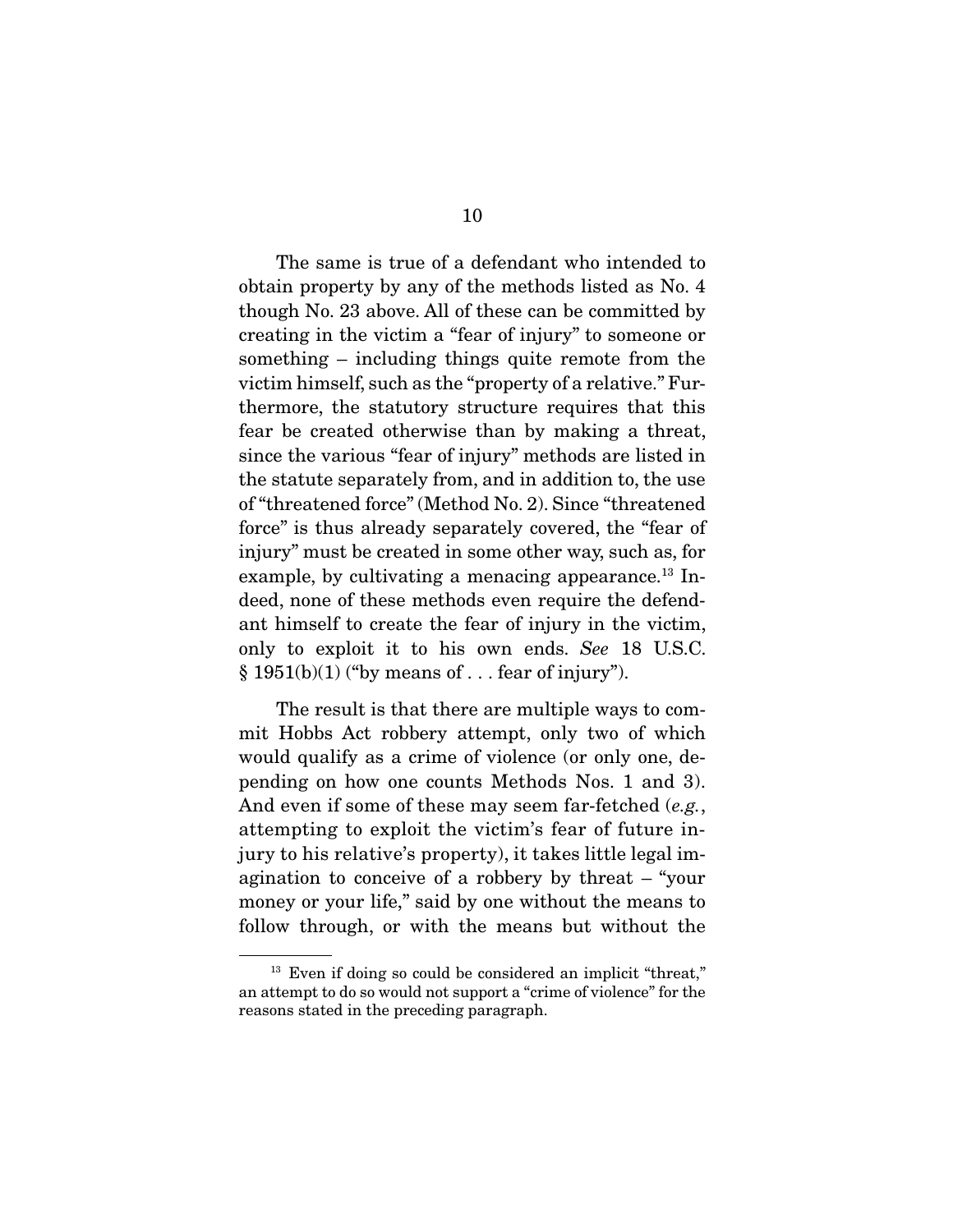The same is true of a defendant who intended to obtain property by any of the methods listed as No. 4 though No. 23 above. All of these can be committed by creating in the victim a "fear of injury" to someone or something – including things quite remote from the victim himself, such as the "property of a relative." Furthermore, the statutory structure requires that this fear be created otherwise than by making a threat, since the various "fear of injury" methods are listed in the statute separately from, and in addition to, the use of "threatened force" (Method No. 2). Since "threatened force" is thus already separately covered, the "fear of injury" must be created in some other way, such as, for example, by cultivating a menacing appearance.[13] Indeed, none of these methods even require the defendant himself to create the fear of injury in the victim, only to exploit it to his own ends. *See* 18 U.S.C. § 1951(b)(1) ("by means of . . . fear of injury").

The result is that there are multiple ways to commit Hobbs Act robbery attempt, only two of which would qualify as a crime of violence (or only one, depending on how one counts Methods Nos. 1 and 3). And even if some of these may seem far-fetched (*e.g.*, attempting to exploit the victim's fear of future injury to his relative's property), it takes little legal imagination to conceive of a robbery by threat – "your money or your life," said by one without the means to follow through, or with the means but without the

[13] Even if doing so could be considered an implicit "threat," an attempt to do so would not support a "crime of violence" for the reasons stated in the preceding paragraph.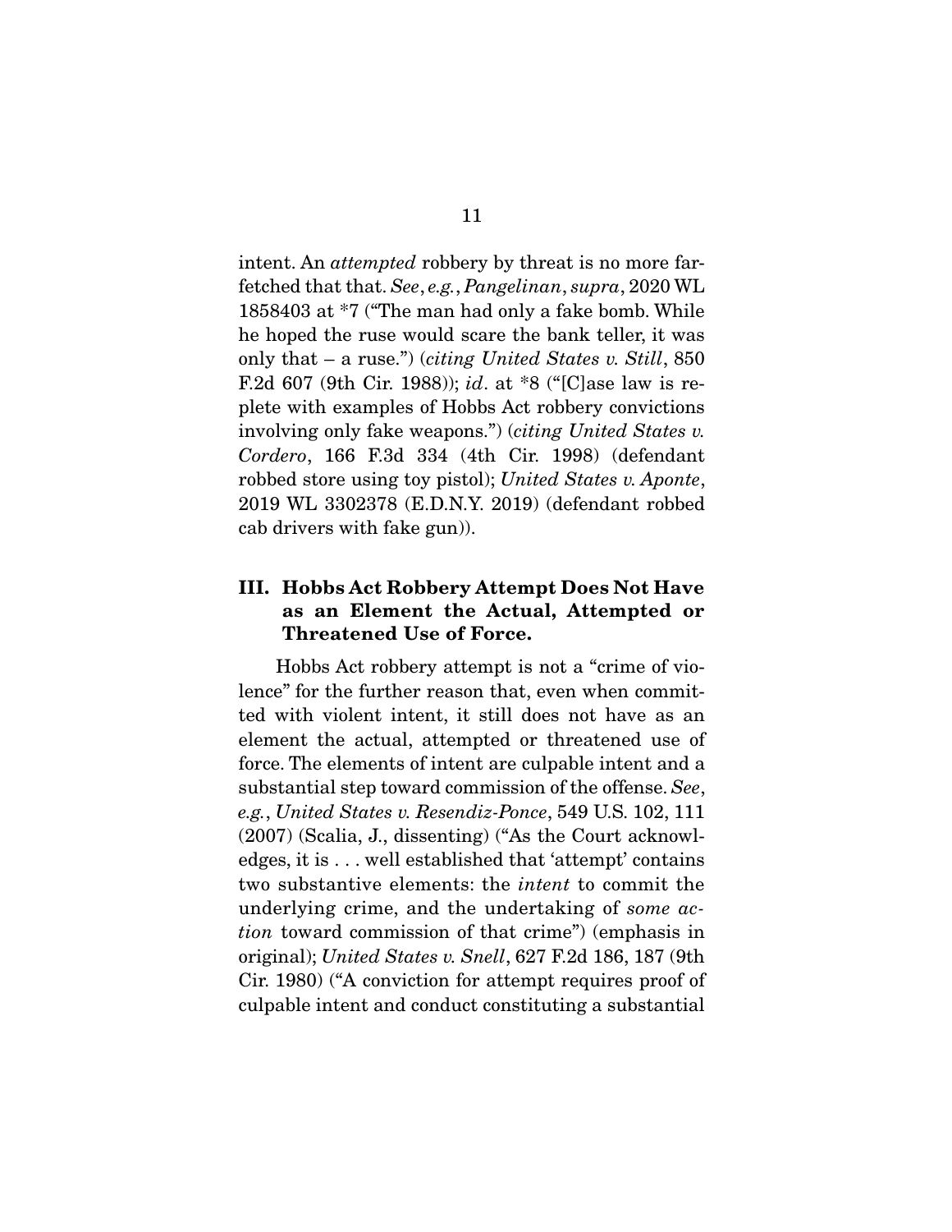intent. An *attempted* robbery by threat is no more far-fetched that that. *See*, *e.g.*, *Pangelinan*, *supra*, 2020 WL 1858403 at *7 ("The man had only a fake bomb. While he hoped the ruse would scare the bank teller, it was only that – a ruse.") (*citing United States v. Still*, 850 F.2d 607 (9th Cir. 1988)); *id*. at *8 ("[C]ase law is replete with examples of Hobbs Act robbery convictions involving only fake weapons.") (*citing United States v. Cordero*, 166 F.3d 334 (4th Cir. 1998) (defendant robbed store using toy pistol); *United States v. Aponte*, 2019 WL 3302378 (E.D.N.Y. 2019) (defendant robbed cab drivers with fake gun)).

## III. Hobbs Act Robbery Attempt Does Not Have as an Element the Actual, Attempted or Threatened Use of Force.

Hobbs Act robbery attempt is not a "crime of violence" for the further reason that, even when committed with violent intent, it still does not have as an element the actual, attempted or threatened use of force. The elements of intent are culpable intent and a substantial step toward commission of the offense. *See*, *e.g.*, *United States v. Resendiz-Ponce*, 549 U.S. 102, 111 (2007) (Scalia, J., dissenting) ("As the Court acknowledges, it is . . . well established that 'attempt' contains two substantive elements: the *intent* to commit the underlying crime, and the undertaking of *some action* toward commission of that crime") (emphasis in original); *United States v. Snell*, 627 F.2d 186, 187 (9th Cir. 1980) ("A conviction for attempt requires proof of culpable intent and conduct constituting a substantial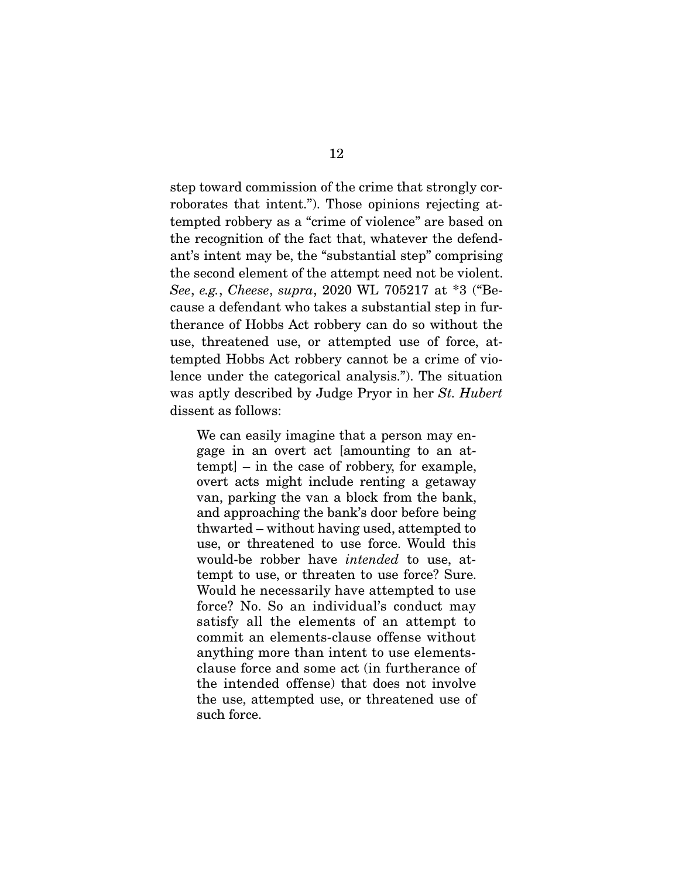step toward commission of the crime that strongly corroborates that intent."). Those opinions rejecting attempted robbery as a "crime of violence" are based on the recognition of the fact that, whatever the defendant's intent may be, the "substantial step" comprising the second element of the attempt need not be violent. *See*, *e.g.*, *Cheese*, *supra*, 2020 WL 705217 at *3 ("Because a defendant who takes a substantial step in furtherance of Hobbs Act robbery can do so without the use, threatened use, or attempted use of force, attempted Hobbs Act robbery cannot be a crime of violence under the categorical analysis."). The situation was aptly described by Judge Pryor in her *St. Hubert* dissent as follows:

> We can easily imagine that a person may engage in an overt act [amounting to an attempt] – in the case of robbery, for example, overt acts might include renting a getaway van, parking the van a block from the bank, and approaching the bank's door before being thwarted – without having used, attempted to use, or threatened to use force. Would this would-be robber have *intended* to use, attempt to use, or threaten to use force? Sure. Would he necessarily have attempted to use force? No. So an individual's conduct may satisfy all the elements of an attempt to commit an elements-clause offense without anything more than intent to use elements-clause force and some act (in furtherance of the intended offense) that does not involve the use, attempted use, or threatened use of such force.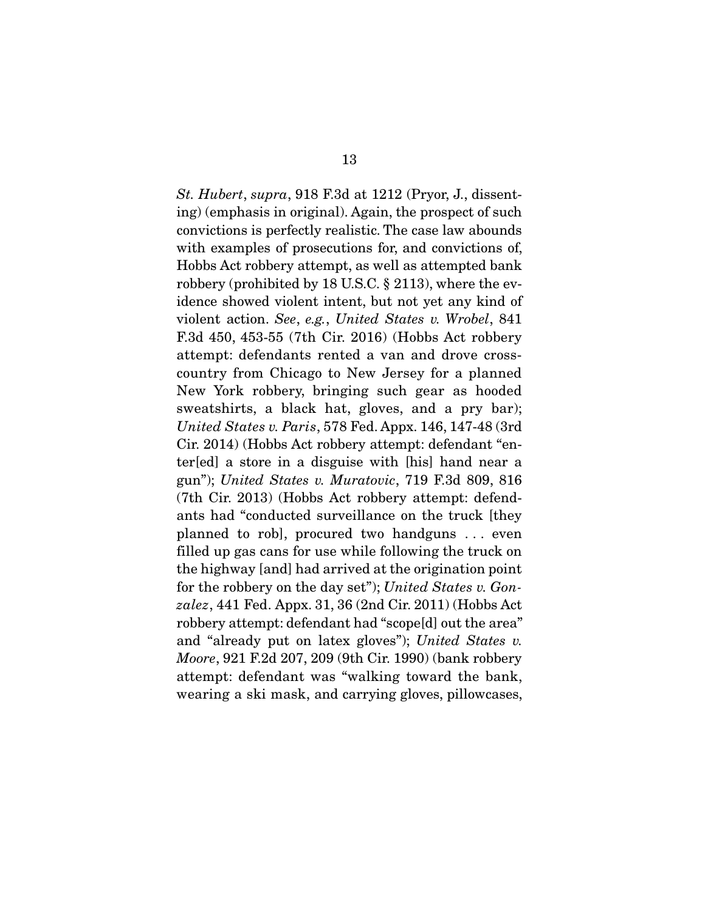*St. Hubert*, *supra*, 918 F.3d at 1212 (Pryor, J., dissenting) (emphasis in original). Again, the prospect of such convictions is perfectly realistic. The case law abounds with examples of prosecutions for, and convictions of, Hobbs Act robbery attempt, as well as attempted bank robbery (prohibited by 18 U.S.C. § 2113), where the evidence showed violent intent, but not yet any kind of violent action. *See*, *e.g.*, *United States v. Wrobel*, 841 F.3d 450, 453-55 (7th Cir. 2016) (Hobbs Act robbery attempt: defendants rented a van and drove cross-country from Chicago to New Jersey for a planned New York robbery, bringing such gear as hooded sweatshirts, a black hat, gloves, and a pry bar); *United States v. Paris*, 578 Fed. Appx. 146, 147-48 (3rd Cir. 2014) (Hobbs Act robbery attempt: defendant "enter[ed] a store in a disguise with [his] hand near a gun"); *United States v. Muratovic*, 719 F.3d 809, 816 (7th Cir. 2013) (Hobbs Act robbery attempt: defendants had "conducted surveillance on the truck [they planned to rob], procured two handguns . . . even filled up gas cans for use while following the truck on the highway [and] had arrived at the origination point for the robbery on the day set"); *United States v. Gonzalez*, 441 Fed. Appx. 31, 36 (2nd Cir. 2011) (Hobbs Act robbery attempt: defendant had "scope[d] out the area" and "already put on latex gloves"); *United States v. Moore*, 921 F.2d 207, 209 (9th Cir. 1990) (bank robbery attempt: defendant was "walking toward the bank, wearing a ski mask, and carrying gloves, pillowcases,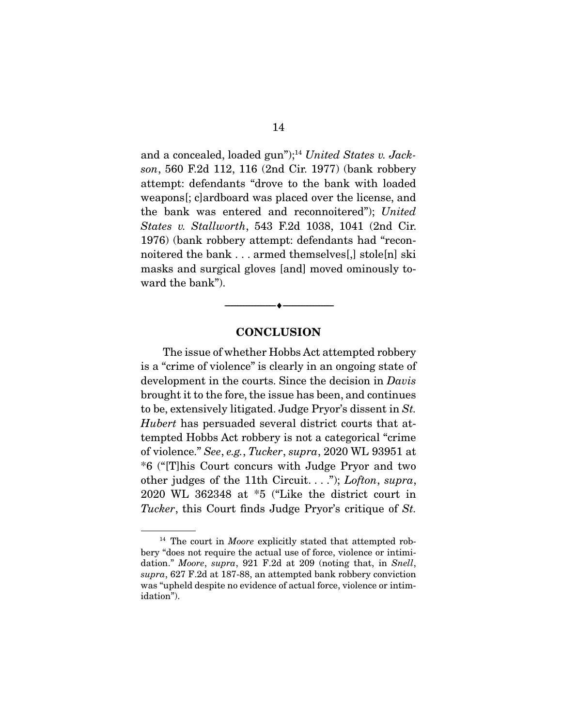and a concealed, loaded gun");[14] *United States v. Jackson*, 560 F.2d 112, 116 (2nd Cir. 1977) (bank robbery attempt: defendants "drove to the bank with loaded weapons[; c]ardboard was placed over the license, and the bank was entered and reconnoitered"); *United States v. Stallworth*, 543 F.2d 1038, 1041 (2nd Cir. 1976) (bank robbery attempt: defendants had "reconnoitered the bank . . . armed themselves[,] stole[n] ski masks and surgical gloves [and] moved ominously toward the bank").

---

## CONCLUSION

The issue of whether Hobbs Act attempted robbery is a "crime of violence" is clearly in an ongoing state of development in the courts. Since the decision in *Davis* brought it to the fore, the issue has been, and continues to be, extensively litigated. Judge Pryor's dissent in *St. Hubert* has persuaded several district courts that attempted Hobbs Act robbery is not a categorical "crime of violence." *See*, *e.g.*, *Tucker*, *supra*, 2020 WL 93951 at *6 ("[T]his Court concurs with Judge Pryor and two other judges of the 11th Circuit. . . ."); *Lofton*, *supra*, 2020 WL 362348 at *5 ("Like the district court in *Tucker*, this Court finds Judge Pryor's critique of *St.*

---

[14] The court in *Moore* explicitly stated that attempted robbery "does not require the actual use of force, violence or intimidation." *Moore*, *supra*, 921 F.2d at 209 (noting that, in *Snell*, *supra*, 627 F.2d at 187-88, an attempted bank robbery conviction was "upheld despite no evidence of actual force, violence or intimidation").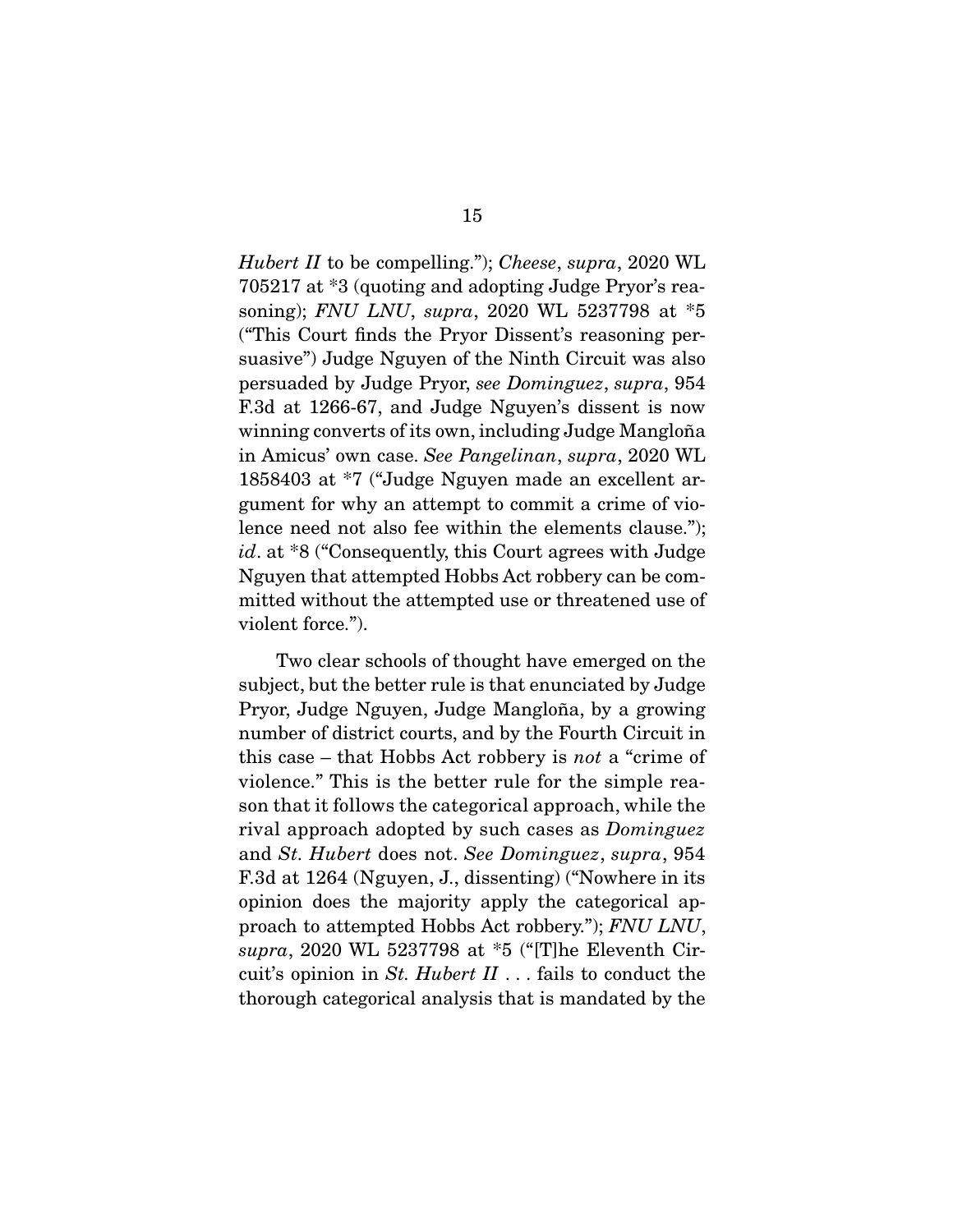*Hubert II* to be compelling."); *Cheese*, *supra*, 2020 WL 705217 at *3 (quoting and adopting Judge Pryor's reasoning); *FNU LNU*, *supra*, 2020 WL 5237798 at *5 ("This Court finds the Pryor Dissent's reasoning persuasive") Judge Nguyen of the Ninth Circuit was also persuaded by Judge Pryor, *see Dominguez*, *supra*, 954 F.3d at 1266-67, and Judge Nguyen's dissent is now winning converts of its own, including Judge Mangloña in Amicus' own case. *See Pangelinan*, *supra*, 2020 WL 1858403 at *7 ("Judge Nguyen made an excellent argument for why an attempt to commit a crime of violence need not also fee within the elements clause."); *id*. at *8 ("Consequently, this Court agrees with Judge Nguyen that attempted Hobbs Act robbery can be committed without the attempted use or threatened use of violent force.").

Two clear schools of thought have emerged on the subject, but the better rule is that enunciated by Judge Pryor, Judge Nguyen, Judge Mangloña, by a growing number of district courts, and by the Fourth Circuit in this case – that Hobbs Act robbery is *not* a "crime of violence." This is the better rule for the simple reason that it follows the categorical approach, while the rival approach adopted by such cases as *Dominguez* and *St. Hubert* does not. *See Dominguez*, *supra*, 954 F.3d at 1264 (Nguyen, J., dissenting) ("Nowhere in its opinion does the majority apply the categorical approach to attempted Hobbs Act robbery."); *FNU LNU*, *supra*, 2020 WL 5237798 at *5 ("[T]he Eleventh Circuit's opinion in *St. Hubert II* . . . fails to conduct the thorough categorical analysis that is mandated by the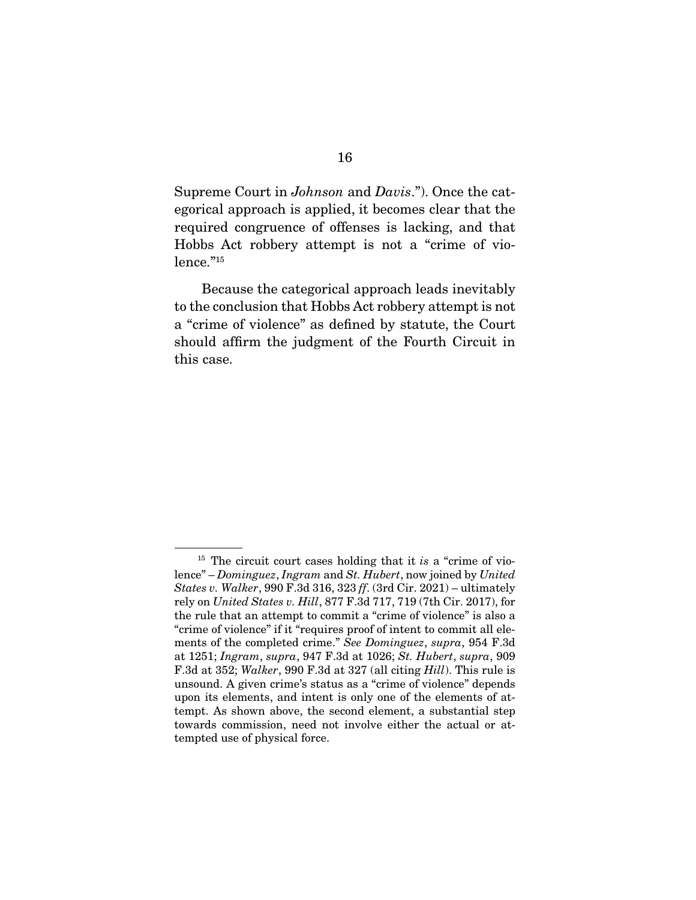Supreme Court in *Johnson* and *Davis*."). Once the categorical approach is applied, it becomes clear that the required congruence of offenses is lacking, and that Hobbs Act robbery attempt is not a "crime of violence."[15]

Because the categorical approach leads inevitably to the conclusion that Hobbs Act robbery attempt is not a "crime of violence" as defined by statute, the Court should affirm the judgment of the Fourth Circuit in this case.

---

[15] The circuit court cases holding that it *is* a "crime of violence" – *Dominguez*, *Ingram* and *St. Hubert*, now joined by *United States v. Walker*, 990 F.3d 316, 323 *ff*. (3rd Cir. 2021) – ultimately rely on *United States v. Hill*, 877 F.3d 717, 719 (7th Cir. 2017), for the rule that an attempt to commit a "crime of violence" is also a "crime of violence" if it "requires proof of intent to commit all elements of the completed crime." *See Dominguez*, *supra*, 954 F.3d at 1251; *Ingram*, *supra*, 947 F.3d at 1026; *St. Hubert*, *supra*, 909 F.3d at 352; *Walker*, 990 F.3d at 327 (all citing *Hill*). This rule is unsound. A given crime's status as a "crime of violence" depends upon its elements, and intent is only one of the elements of attempt. As shown above, the second element, a substantial step towards commission, need not involve either the actual or attempted use of physical force.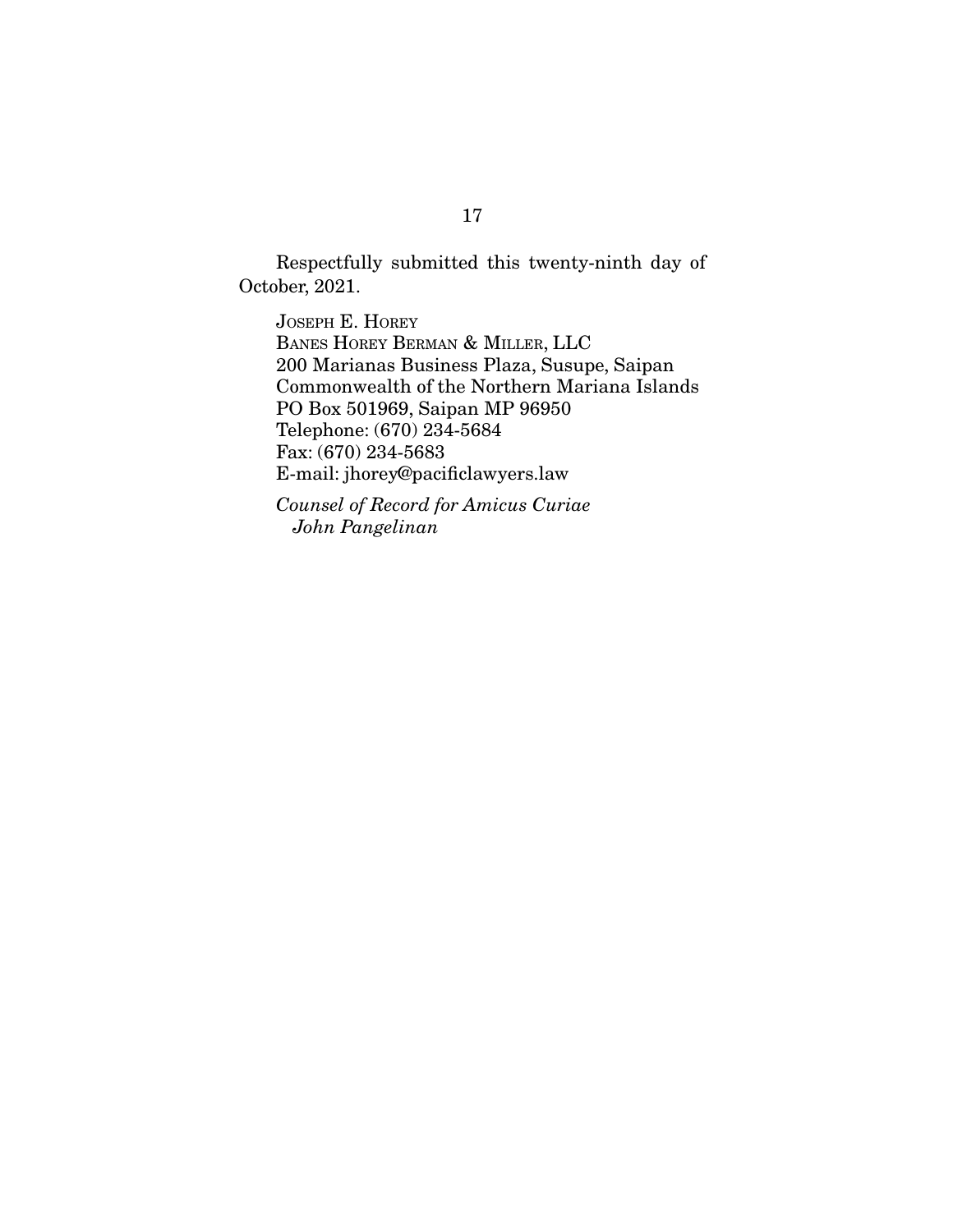Respectfully submitted this twenty-ninth day of October, 2021.

JOSEPH E. HOREY
BANES HOREY BERMAN & MILLER, LLC
200 Marianas Business Plaza, Susupe, Saipan
Commonwealth of the Northern Mariana Islands
PO Box 501969, Saipan MP 96950
Telephone: (670) 234-5684
Fax: (670) 234-5683
E-mail: jhorey@pacificlawyers.law

*Counsel of Record for Amicus Curiae John Pangelinan*